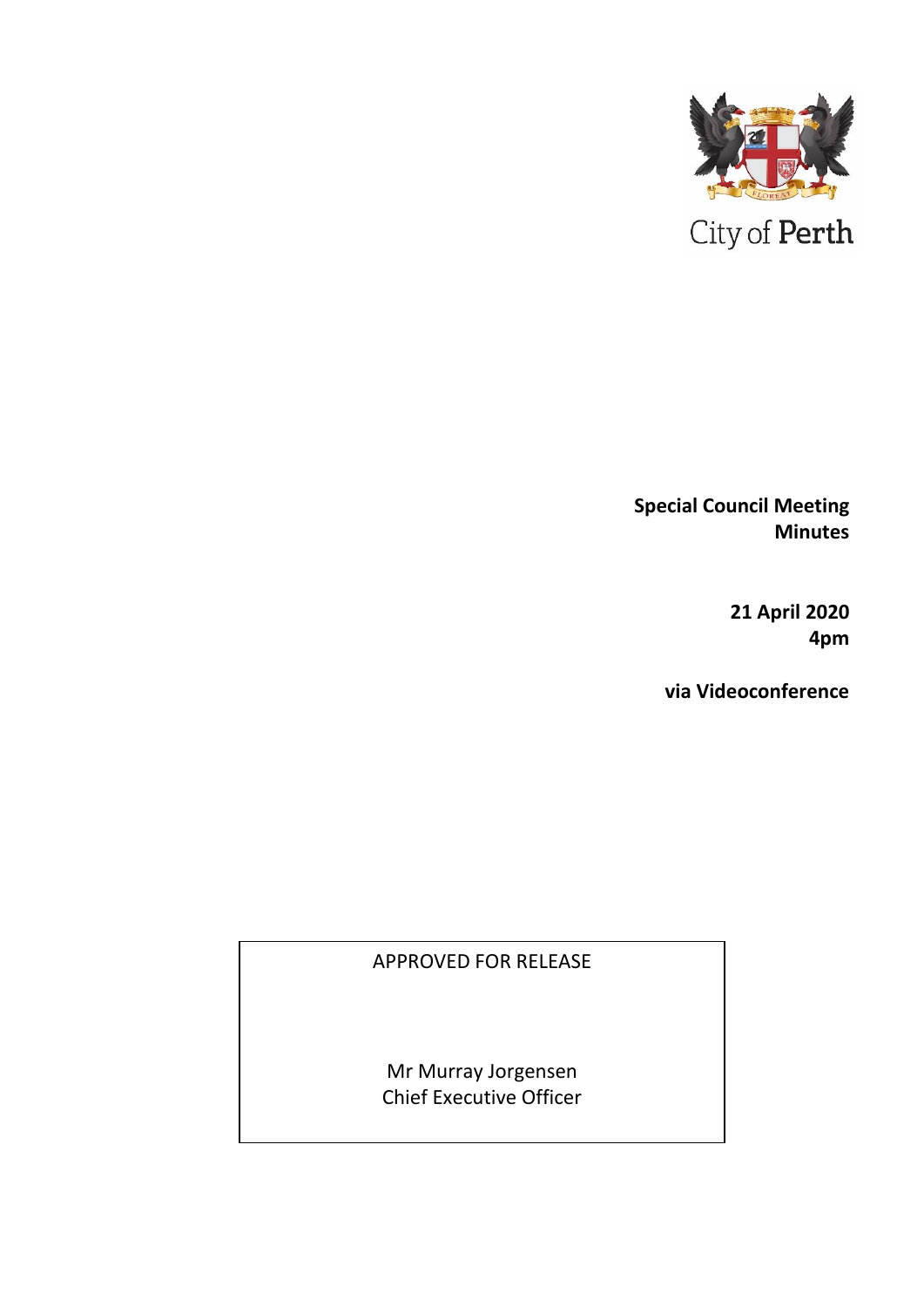City of Perth

**Special Council Meeting**
**Minutes**

**21 April 2020**
**4pm**

**via Videoconference**

APPROVED FOR RELEASE

Mr Murray Jorgensen
Chief Executive Officer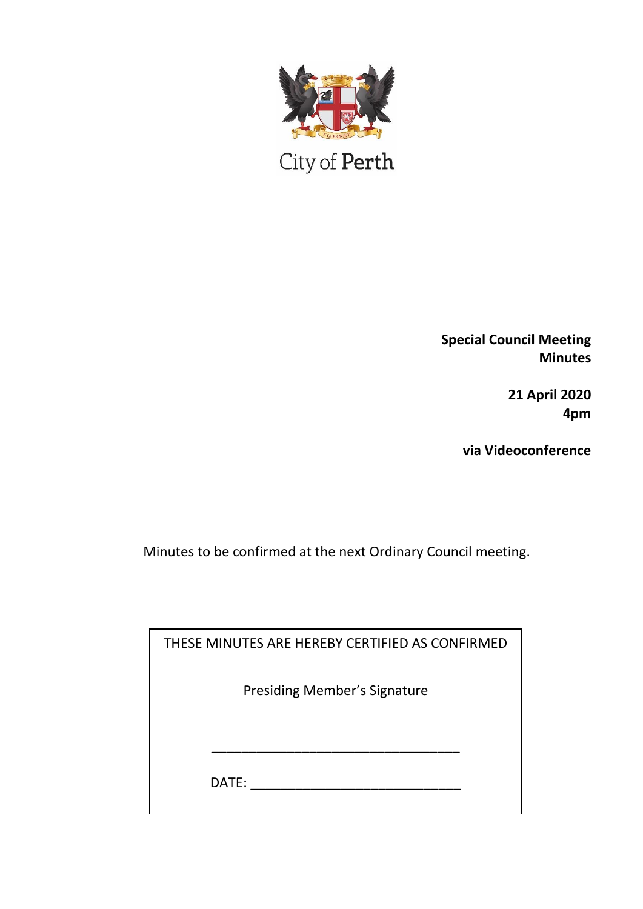City of Perth

**Special Council Meeting Minutes**

**21 April 2020**
**4pm**

**via Videoconference**

Minutes to be confirmed at the next Ordinary Council meeting.

THESE MINUTES ARE HEREBY CERTIFIED AS CONFIRMED

Presiding Member's Signature

\_\_\_\_\_\_\_\_\_\_\_\_\_\_\_\_\_\_\_\_\_\_\_\_\_\_\_\_\_\_\_\_\_\_

DATE: \_\_\_\_\_\_\_\_\_\_\_\_\_\_\_\_\_\_\_\_\_\_\_\_\_\_\_\_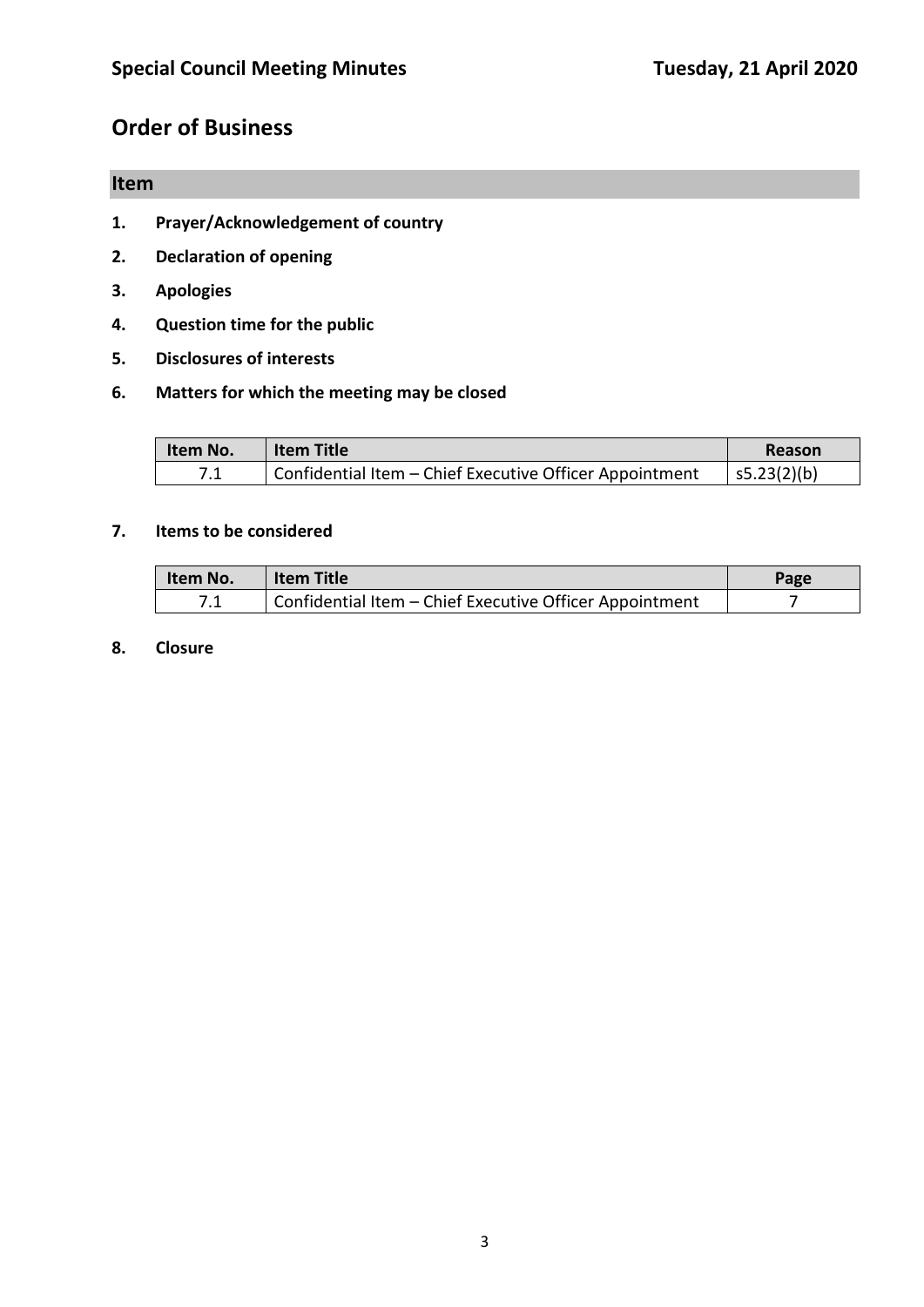## Order of Business

### Item

1. **Prayer/Acknowledgement of country**
2. **Declaration of opening**
3. **Apologies**
4. **Question time for the public**
5. **Disclosures of interests**
6. **Matters for which the meeting may be closed**

| Item No. | Item Title | Reason |
| --- | --- | --- |
| 7.1 | Confidential Item – Chief Executive Officer Appointment | s5.23(2)(b) |

7. **Items to be considered**

| Item No. | Item Title | Page |
| --- | --- | --- |
| 7.1 | Confidential Item – Chief Executive Officer Appointment | 7 |

8. **Closure**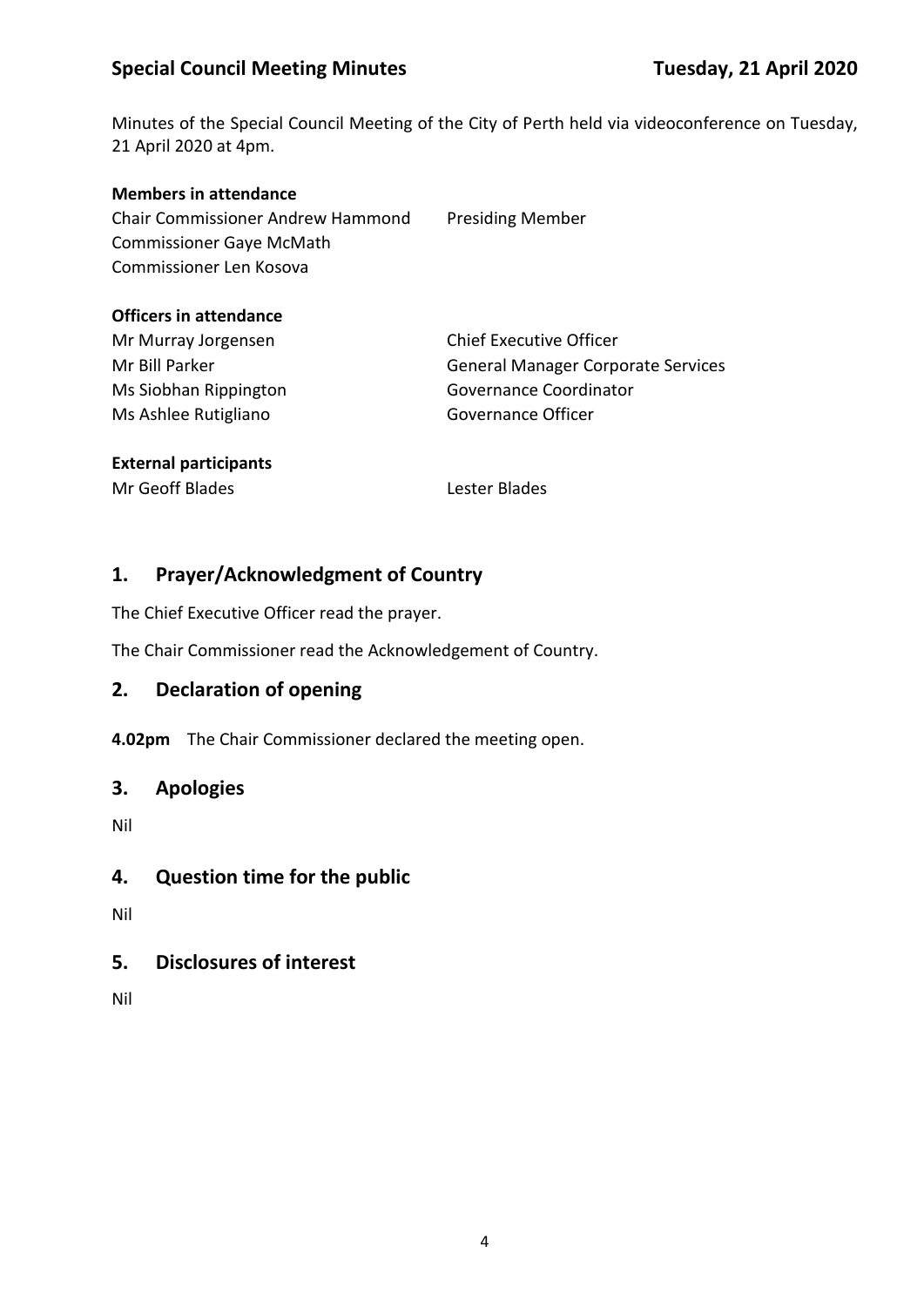Minutes of the Special Council Meeting of the City of Perth held via videoconference on Tuesday, 21 April 2020 at 4pm.

**Members in attendance**

| | |
|---|---|
| Chair Commissioner Andrew Hammond | Presiding Member |
| Commissioner Gaye McMath | |
| Commissioner Len Kosova | |

**Officers in attendance**

| | |
|---|---|
| Mr Murray Jorgensen | Chief Executive Officer |
| Mr Bill Parker | General Manager Corporate Services |
| Ms Siobhan Rippington | Governance Coordinator |
| Ms Ashlee Rutigliano | Governance Officer |

**External participants**

| | |
|---|---|
| Mr Geoff Blades | Lester Blades |

## 1. Prayer/Acknowledgment of Country

The Chief Executive Officer read the prayer.

The Chair Commissioner read the Acknowledgement of Country.

## 2. Declaration of opening

**4.02pm** The Chair Commissioner declared the meeting open.

## 3. Apologies

Nil

## 4. Question time for the public

Nil

## 5. Disclosures of interest

Nil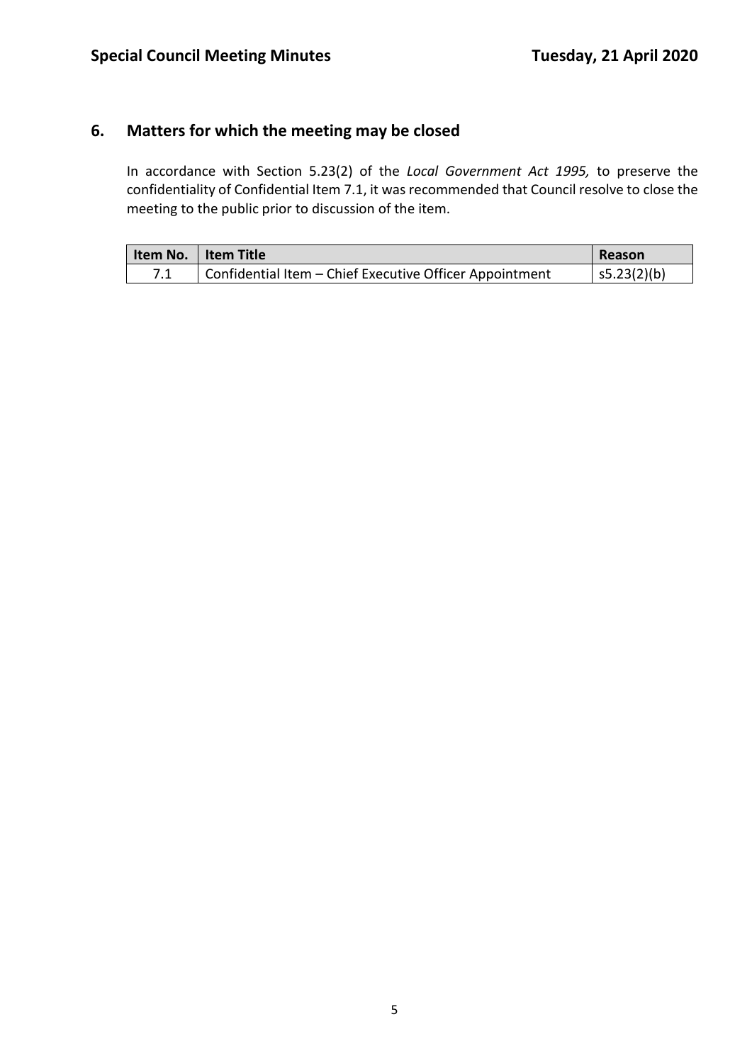## 6. Matters for which the meeting may be closed

In accordance with Section 5.23(2) of the *Local Government Act 1995,* to preserve the confidentiality of Confidential Item 7.1, it was recommended that Council resolve to close the meeting to the public prior to discussion of the item.

| Item No. | Item Title | Reason |
| --- | --- | --- |
| 7.1 | Confidential Item – Chief Executive Officer Appointment | s5.23(2)(b) |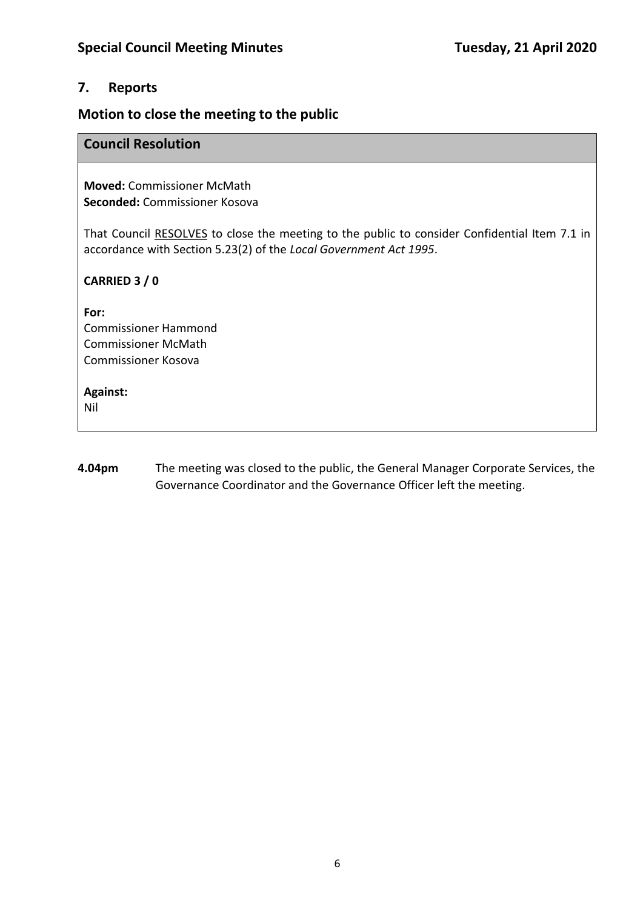## 7. Reports

### Motion to close the meeting to the public

**Council Resolution**

**Moved:** Commissioner McMath
**Seconded:** Commissioner Kosova

That Council RESOLVES to close the meeting to the public to consider Confidential Item 7.1 in accordance with Section 5.23(2) of the *Local Government Act 1995*.

**CARRIED 3 / 0**

**For:**
Commissioner Hammond
Commissioner McMath
Commissioner Kosova

**Against:**
Nil

**4.04pm** The meeting was closed to the public, the General Manager Corporate Services, the Governance Coordinator and the Governance Officer left the meeting.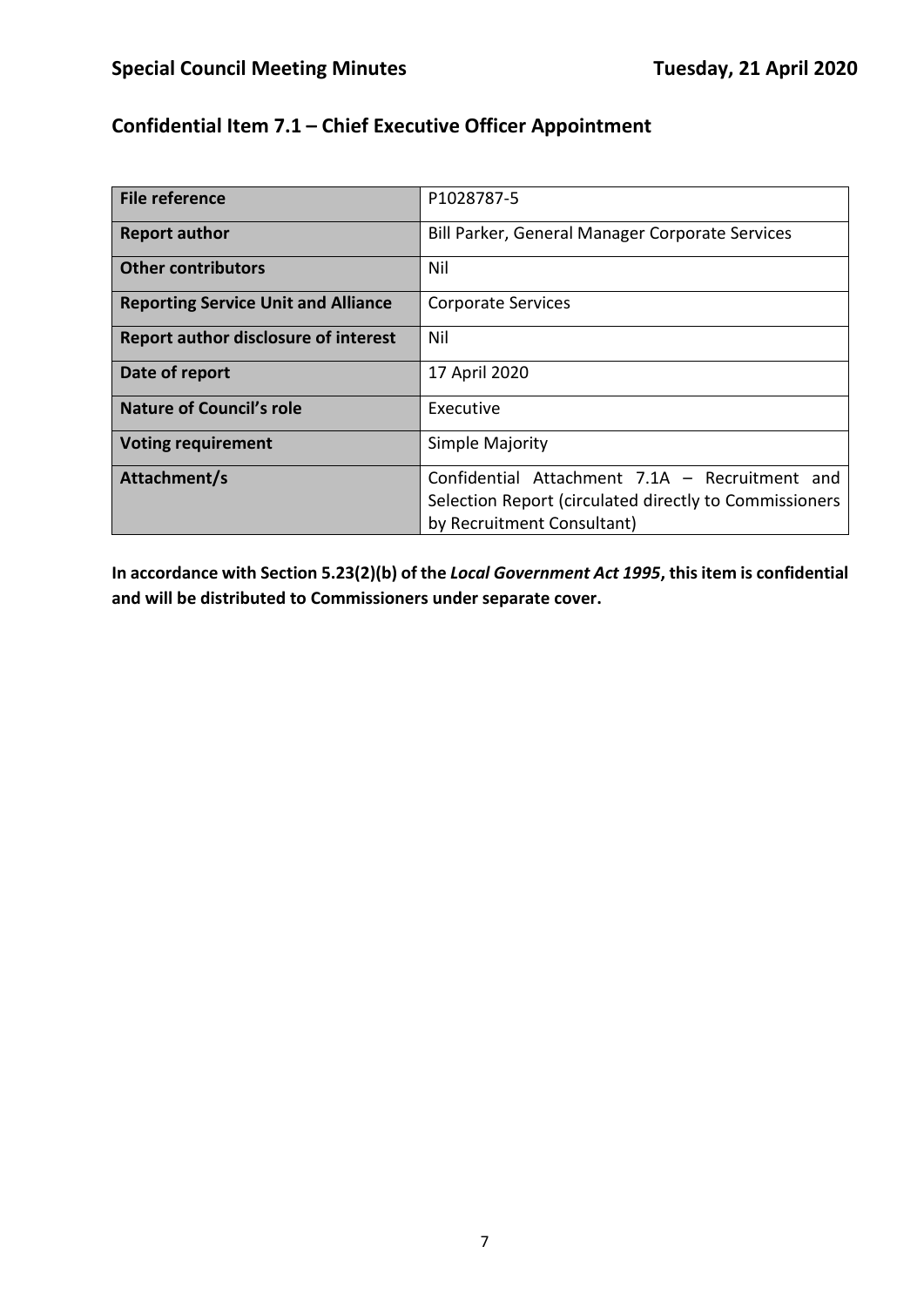## Confidential Item 7.1 – Chief Executive Officer Appointment

| | |
|---|---|
| **File reference** | P1028787-5 |
| **Report author** | Bill Parker, General Manager Corporate Services |
| **Other contributors** | Nil |
| **Reporting Service Unit and Alliance** | Corporate Services |
| **Report author disclosure of interest** | Nil |
| **Date of report** | 17 April 2020 |
| **Nature of Council's role** | Executive |
| **Voting requirement** | Simple Majority |
| **Attachment/s** | Confidential Attachment 7.1A – Recruitment and Selection Report (circulated directly to Commissioners by Recruitment Consultant) |

**In accordance with Section 5.23(2)(b) of the *Local Government Act 1995*, this item is confidential and will be distributed to Commissioners under separate cover.**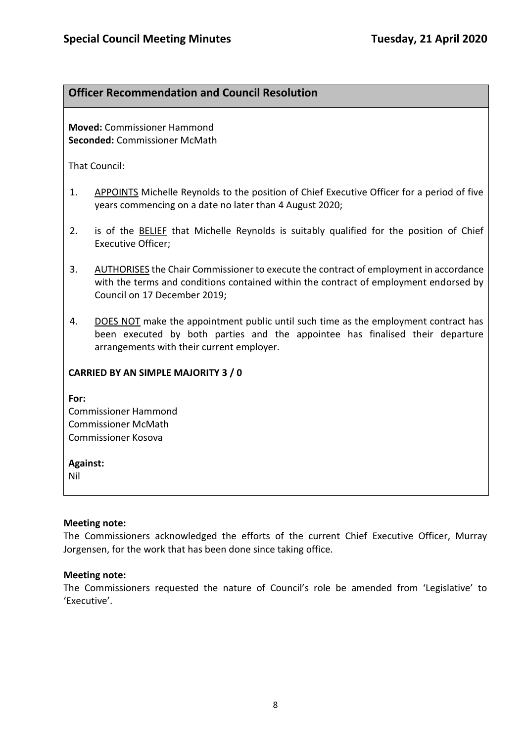## Officer Recommendation and Council Resolution

**Moved:** Commissioner Hammond
**Seconded:** Commissioner McMath

That Council:

1. APPOINTS Michelle Reynolds to the position of Chief Executive Officer for a period of five years commencing on a date no later than 4 August 2020;

2. is of the BELIEF that Michelle Reynolds is suitably qualified for the position of Chief Executive Officer;

3. AUTHORISES the Chair Commissioner to execute the contract of employment in accordance with the terms and conditions contained within the contract of employment endorsed by Council on 17 December 2019;

4. DOES NOT make the appointment public until such time as the employment contract has been executed by both parties and the appointee has finalised their departure arrangements with their current employer.

**CARRIED BY AN SIMPLE MAJORITY 3 / 0**

**For:**
Commissioner Hammond
Commissioner McMath
Commissioner Kosova

**Against:**
Nil

**Meeting note:**
The Commissioners acknowledged the efforts of the current Chief Executive Officer, Murray Jorgensen, for the work that has been done since taking office.

**Meeting note:**
The Commissioners requested the nature of Council's role be amended from 'Legislative' to 'Executive'.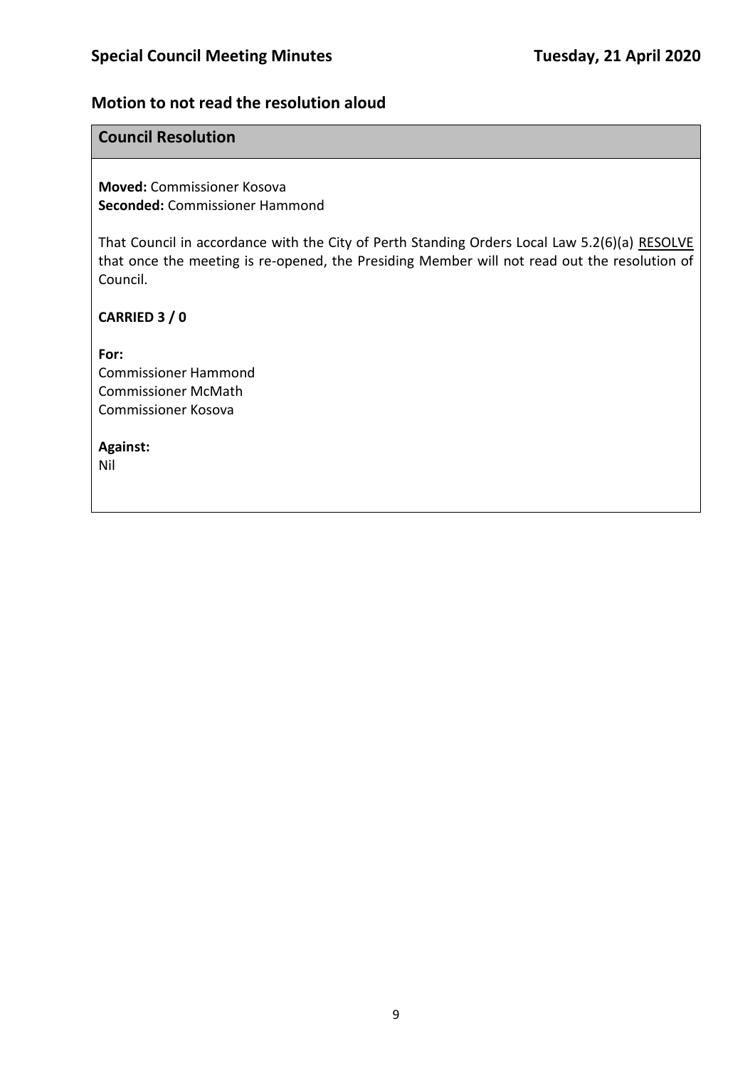## Motion to not read the resolution aloud

### Council Resolution

**Moved:** Commissioner Kosova
**Seconded:** Commissioner Hammond

That Council in accordance with the City of Perth Standing Orders Local Law 5.2(6)(a) RESOLVE that once the meeting is re-opened, the Presiding Member will not read out the resolution of Council.

**CARRIED 3 / 0**

**For:**
Commissioner Hammond
Commissioner McMath
Commissioner Kosova

**Against:**
Nil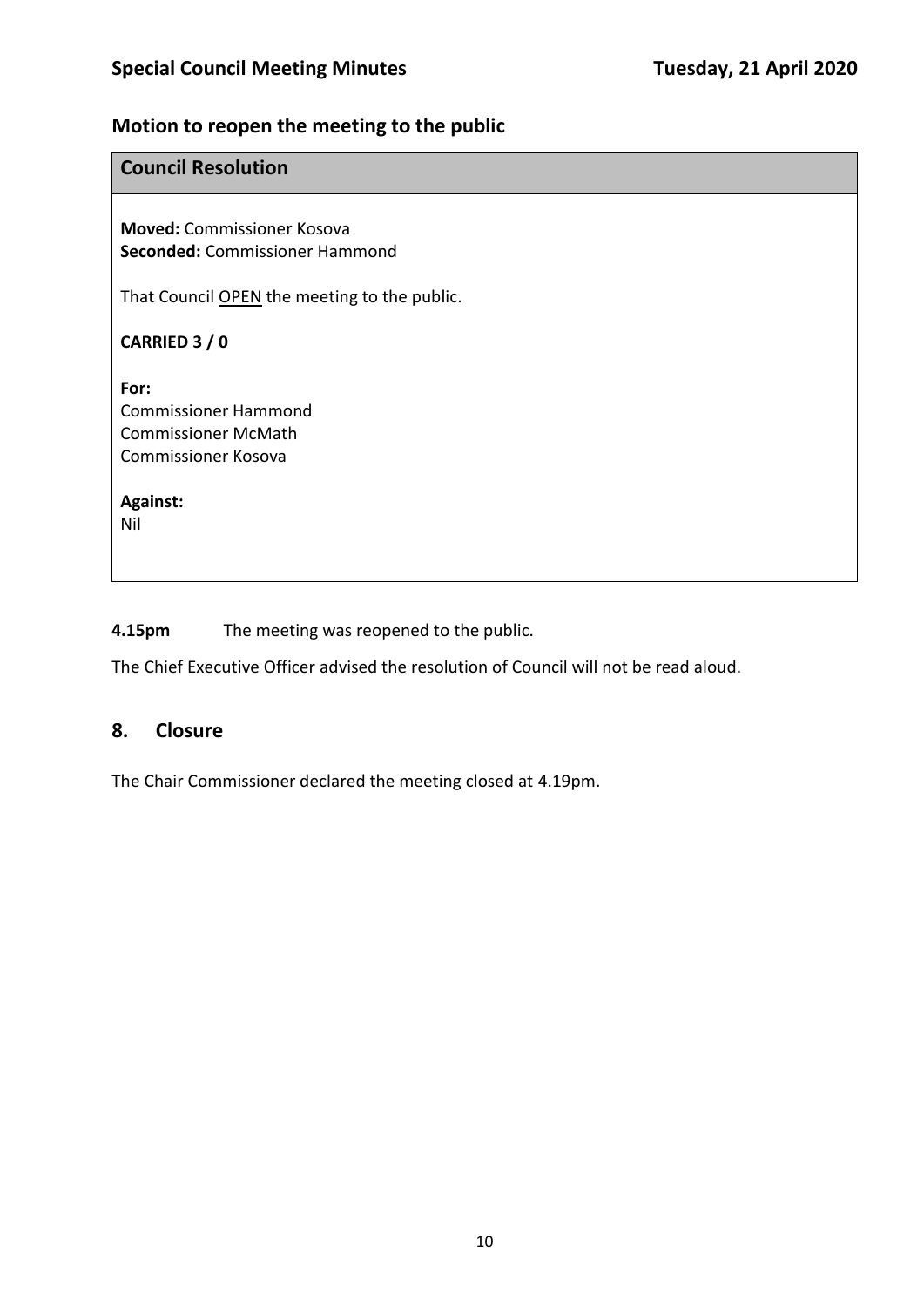## Motion to reopen the meeting to the public

### Council Resolution

**Moved:** Commissioner Kosova
**Seconded:** Commissioner Hammond

That Council OPEN the meeting to the public.

**CARRIED 3 / 0**

**For:**
Commissioner Hammond
Commissioner McMath
Commissioner Kosova

**Against:**
Nil

**4.15pm** The meeting was reopened to the public.

The Chief Executive Officer advised the resolution of Council will not be read aloud.

## 8. Closure

The Chair Commissioner declared the meeting closed at 4.19pm.